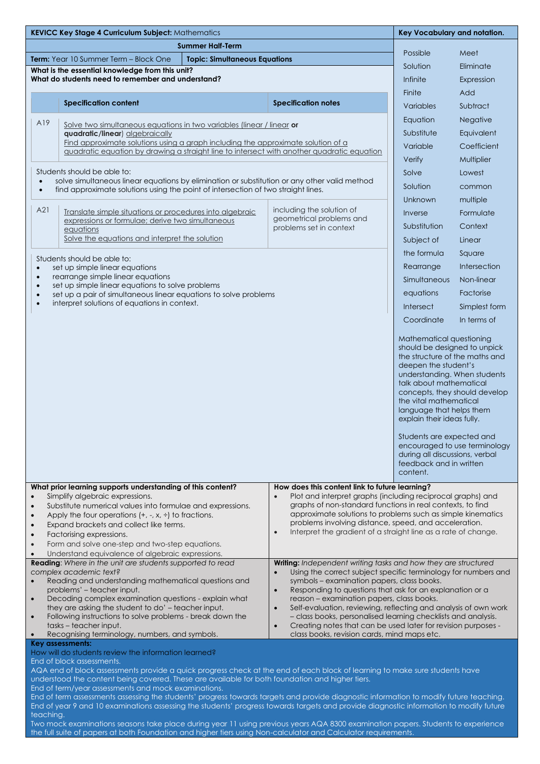**KEVICC Key Stage 4 Curriculum Subject:** Mathematics

**Summer Half-Term**

**Term:** Year 10 Summer Term – Block One | **Topic: Simultaneous Equations**

**What is the essential knowledge from this unit?**
**What do students need to remember and understand?**

| | Specification content | Specification notes |
|---|---|---|
| A19 | Solve two simultaneous equations in two variables (linear / linear **or quadratic/linear**) algebraically<br>Find approximate solutions using a graph including the approximate solution of a quadratic equation by drawing a straight line to intersect with another quadratic equation | |

Students should be able to:

- solve simultaneous linear equations by elimination or substitution or any other valid method
- find approximate solutions using the point of intersection of two straight lines.

| | Specification content | Specification notes |
|---|---|---|
| A21 | Translate simple situations or procedures into algebraic expressions or formulae; derive two simultaneous equations<br>Solve the equations and interpret the solution | including the solution of geometrical problems and problems set in context |

Students should be able to:

- set up simple linear equations
- rearrange simple linear equations
- set up simple linear equations to solve problems
- set up a pair of simultaneous linear equations to solve problems
- interpret solutions of equations in context.

**Key Vocabulary and notation.**

| | |
|---|---|
| Possible | Meet |
| Solution | Eliminate |
| Infinite | Expression |
| Finite | Add |
| Variables | Subtract |
| Equation | Negative |
| Substitute | Equivalent |
| Variable | Coefficient |
| Verify | Multiplier |
| Solve | Lowest |
| Solution | common |
| Unknown | multiple |
| Inverse | Formulate |
| Substitution | Context |
| Subject of the formula | Linear |
| | Square |
| Rearrange | Intersection |
| Simultaneous equations | Non-linear |
| | Factorise |
| Intersect | Simplest form |
| Coordinate | In terms of |

Mathematical questioning should be designed to unpick the structure of the maths and deepen the student's understanding. When students talk about mathematical concepts, they should develop the vital mathematical language that helps them explain their ideas fully.

Students are expected and encouraged to use terminology during all discussions, verbal feedback and in written content.

**What prior learning supports understanding of this content?**

- Simplify algebraic expressions.
- Substitute numerical values into formulae and expressions.
- Apply the four operations (+, -, x, ÷) to fractions.
- Expand brackets and collect like terms.
- Factorising expressions.
- Form and solve one-step and two-step equations.
- Understand equivalence of algebraic expressions.

**How does this content link to future learning?**

- Plot and interpret graphs (including reciprocal graphs) and graphs of non-standard functions in real contexts, to find approximate solutions to problems such as simple kinematics problems involving distance, speed, and acceleration.
- Interpret the gradient of a straight line as a rate of change.

**Reading**: *Where in the unit are students supported to read complex academic text?*

- Reading and understanding mathematical questions and problems' – teacher input.
- Decoding complex examination questions - explain what they are asking the student to do' – teacher input.
- Following instructions to solve problems - break down the tasks – teacher input.
- Recognising terminology, numbers, and symbols.

**Writing:** *Independent writing tasks and how they are structured*

- Using the correct subject specific terminology for numbers and symbols – examination papers, class books.
- Responding to questions that ask for an explanation or a reason – examination papers, class books.
- Self-evaluation, reviewing, reflecting and analysis of own work – class books, personalised learning checklists and analysis.
- Creating notes that can be used later for revision purposes - class books, revision cards, mind maps etc.

**Key assessments:**

How will do students review the information learned?

End of block assessments.

AQA end of block assessments provide a quick progress check at the end of each block of learning to make sure students have understood the content being covered. These are available for both foundation and higher tiers.

End of term/year assessments and mock examinations.

End of term assessments assessing the students' progress towards targets and provide diagnostic information to modify future teaching.

End of year 9 and 10 examinations assessing the students' progress towards targets and provide diagnostic information to modify future teaching.

Two mock examinations seasons take place during year 11 using previous years AQA 8300 examination papers. Students to experience the full suite of papers at both Foundation and higher tiers using Non-calculator and Calculator requirements.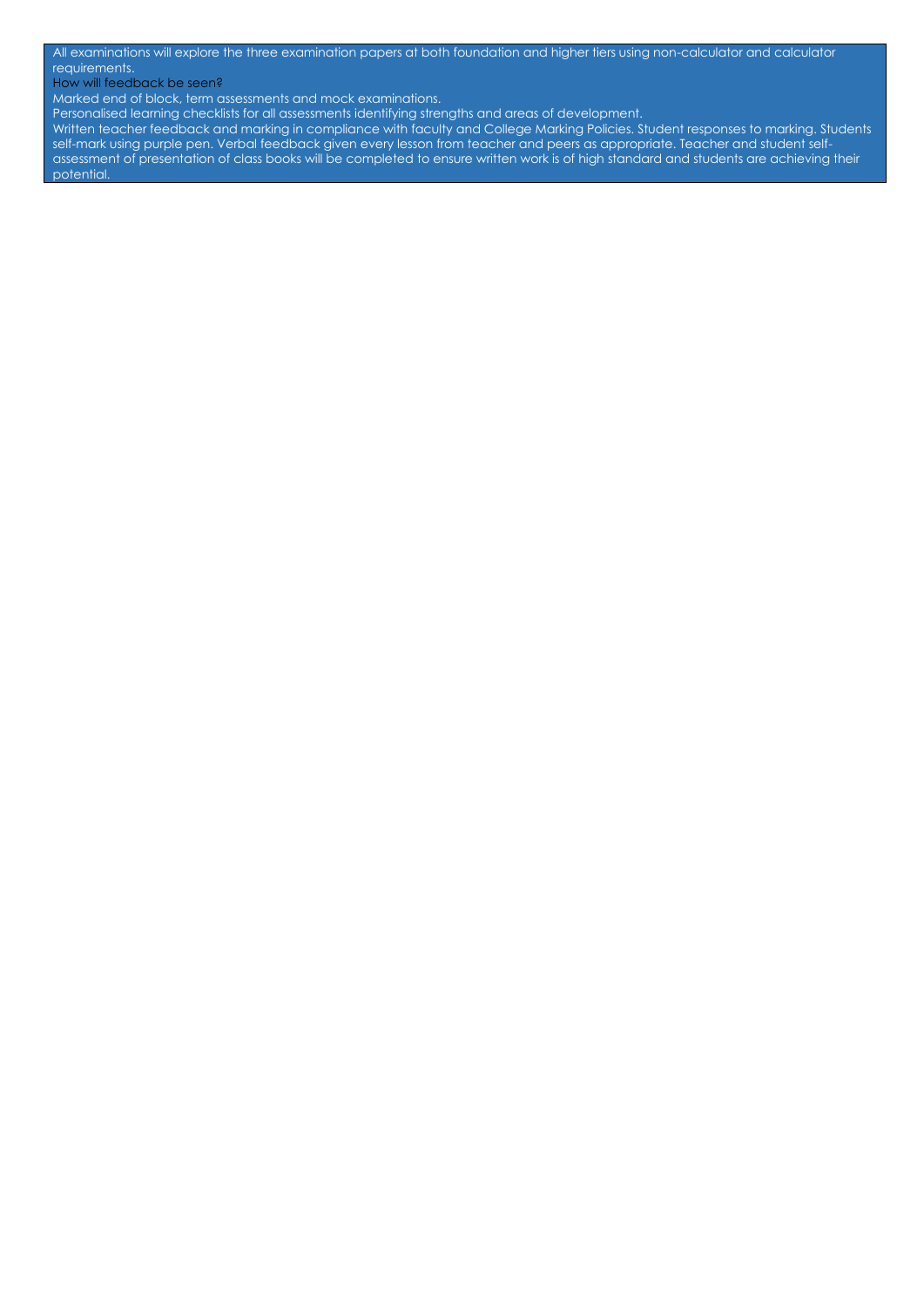All examinations will explore the three examination papers at both foundation and higher tiers using non-calculator and calculator requirements.

How will feedback be seen?

Marked end of block, term assessments and mock examinations.

Personalised learning checklists for all assessments identifying strengths and areas of development.

Written teacher feedback and marking in compliance with faculty and College Marking Policies. Student responses to marking. Students self-mark using purple pen. Verbal feedback given every lesson from teacher and peers as appropriate. Teacher and student self-assessment of presentation of class books will be completed to ensure written work is of high standard and students are achieving their potential.